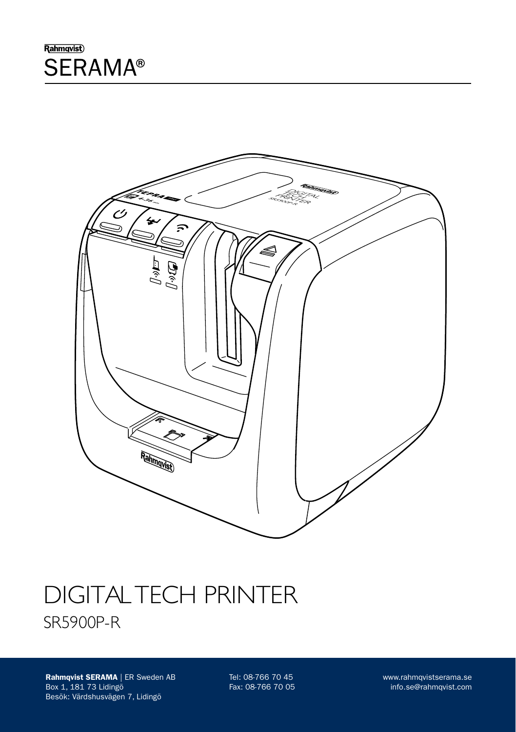Rahmqvist

# SERAMA®

# DIGITAL TECH PRINTER

## SR5900P-R

**Rahmqvist SERAMA** | ER Sweden AB
Box 1, 181 73 Lidingö
Besök: Värdshusvägen 7, Lidingö

Tel: 08-766 70 45
Fax: 08-766 70 05

www.rahmqvistserama.se
info.se@rahmqvist.com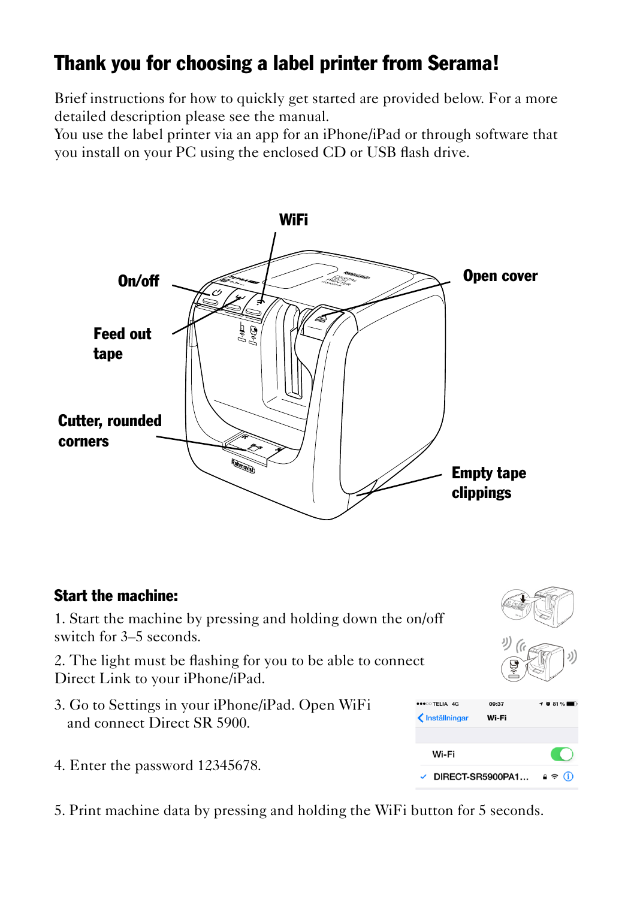# Thank you for choosing a label printer from Serama!

Brief instructions for how to quickly get started are provided below. For a more detailed description please see the manual.
You use the label printer via an app for an iPhone/iPad or through software that you install on your PC using the enclosed CD or USB flash drive.

**WiFi**

**On/off**

**Open cover**

**Feed out tape**

**Cutter, rounded corners**

**Empty tape clippings**

### Start the machine:

1. Start the machine by pressing and holding down the on/off switch for 3–5 seconds.

2. The light must be flashing for you to be able to connect Direct Link to your iPhone/iPad.

3. Go to Settings in your iPhone/iPad. Open WiFi and connect Direct SR 5900.

4. Enter the password 12345678.

5. Print machine data by pressing and holding the WiFi button for 5 seconds.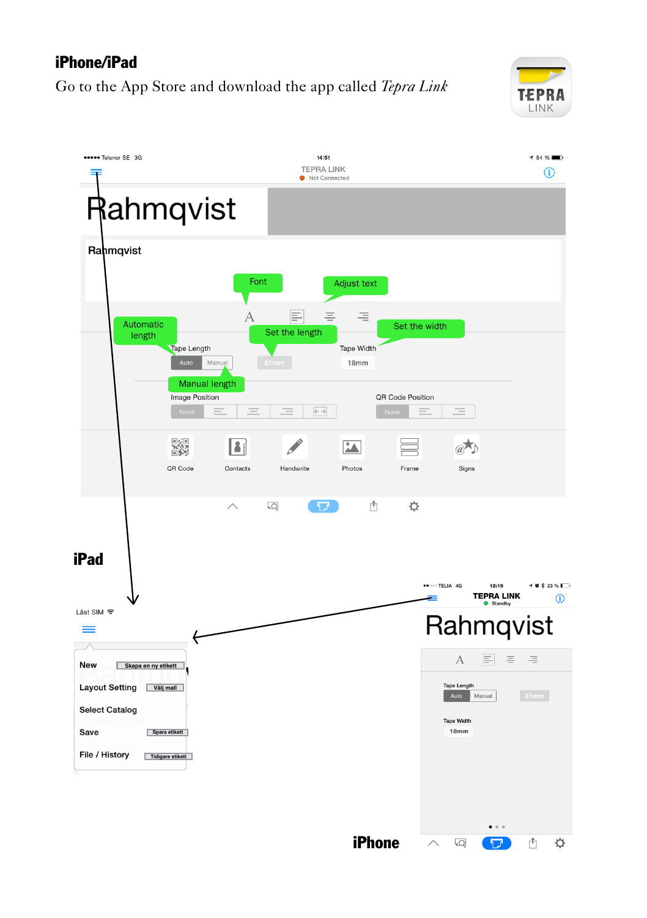## iPhone/iPad

Go to the App Store and download the app called *Tepra Link*

TEPRA LINK

●●●●● Telenor SE 3G 14:51 84 %

TEPRA LINK
Not Connected

Rahmqvist

Rahmqvist

Font

Adjust text

Automatic length

Set the length

Set the width

Tape Length

Auto Manual

81mm

Tape Width

18mm

Manual length

Image Position

None

QR Code Position

None

QR Code Contacts Handwrite Photos Frame Signs

## iPad

Låst SIM

New — Skapa en ny etikett

Layout Setting — Välj mall

Select Catalog

Save — Spara etikett

File / History — Tidigare etikett

●●○○○ TELIA 4G 12:15 23 %

TEPRA LINK
Standby

Rahmqvist

Tape Length

Auto Manual

81mm

Tape Width

18mm

## iPhone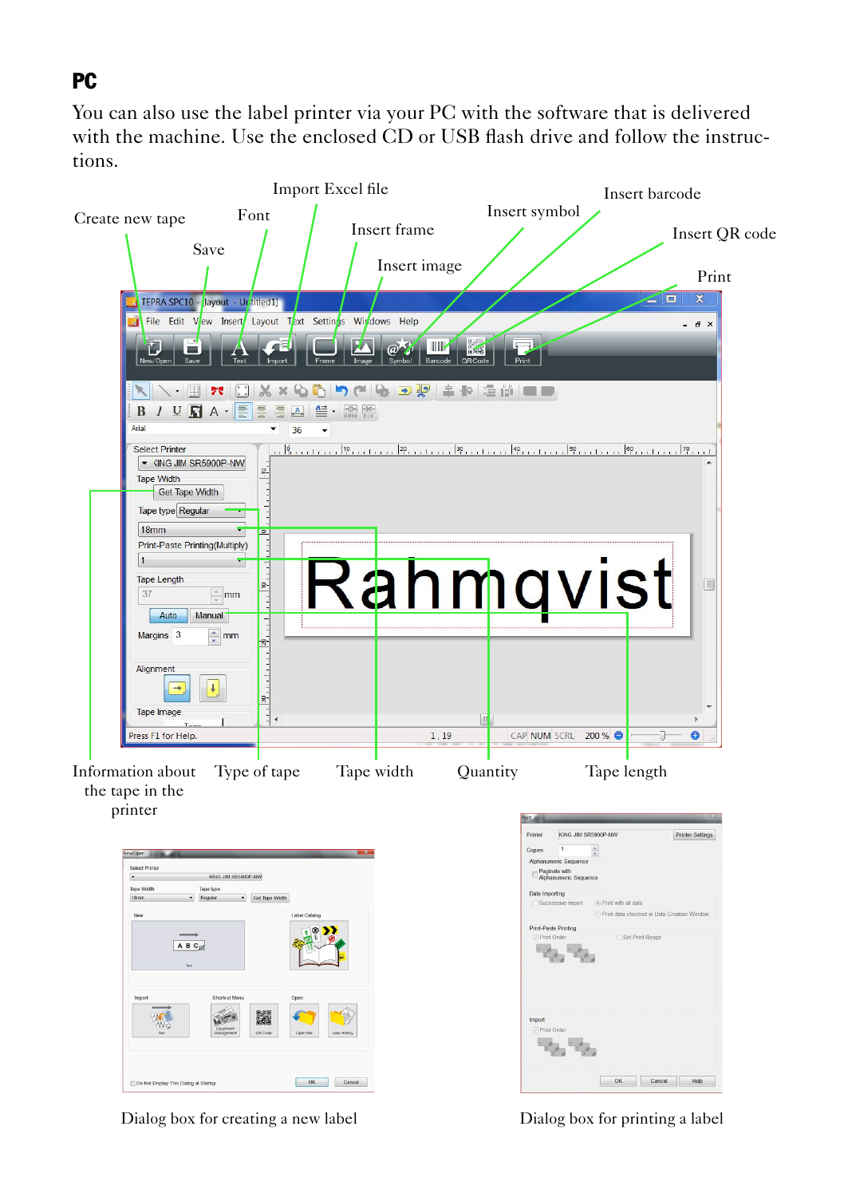## PC

You can also use the label printer via your PC with the software that is delivered with the machine. Use the enclosed CD or USB flash drive and follow the instructions.

Create new tape

Font

Import Excel file

Save

Insert frame

Insert image

Insert symbol

Insert barcode

Insert QR code

Print

Information about the tape in the printer

Type of tape

Tape width

Quantity

Tape length

Dialog box for creating a new label

Dialog box for printing a label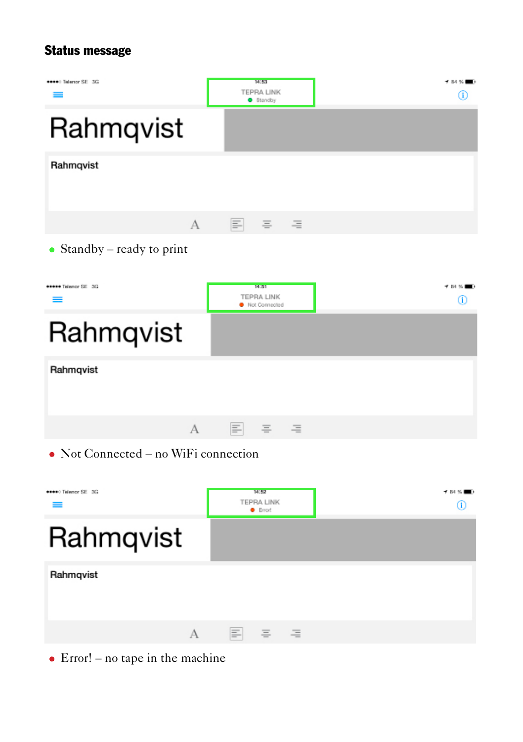## Status message

- Standby – ready to print

- Not Connected – no WiFi connection

- Error! – no tape in the machine